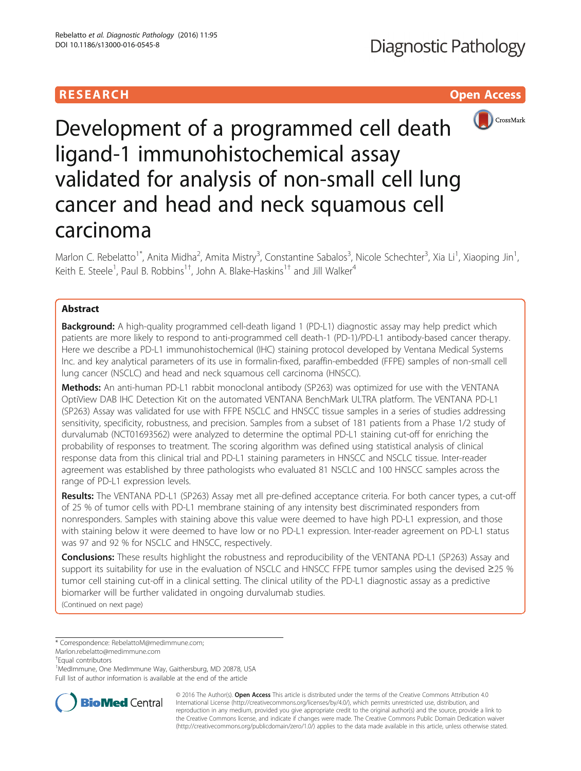RESEARCH Open Access

# Development of a programmed cell death ligand-1 immunohistochemical assay validated for analysis of non-small cell lung cancer and head and neck squamous cell carcinoma

Marlon C. Rebelatto[1*], Anita Midha[2], Amita Mistry[3], Constantine Sabalos[3], Nicole Schechter[3], Xia Li[1], Xiaoping Jin[1], Keith E. Steele[1], Paul B. Robbins[1†], John A. Blake-Haskins[1†] and Jill Walker[4]

## Abstract

**Background:** A high-quality programmed cell-death ligand 1 (PD-L1) diagnostic assay may help predict which patients are more likely to respond to anti-programmed cell death-1 (PD-1)/PD-L1 antibody-based cancer therapy. Here we describe a PD-L1 immunohistochemical (IHC) staining protocol developed by Ventana Medical Systems Inc. and key analytical parameters of its use in formalin-fixed, paraffin-embedded (FFPE) samples of non-small cell lung cancer (NSCLC) and head and neck squamous cell carcinoma (HNSCC).

**Methods:** An anti-human PD-L1 rabbit monoclonal antibody (SP263) was optimized for use with the VENTANA OptiView DAB IHC Detection Kit on the automated VENTANA BenchMark ULTRA platform. The VENTANA PD-L1 (SP263) Assay was validated for use with FFPE NSCLC and HNSCC tissue samples in a series of studies addressing sensitivity, specificity, robustness, and precision. Samples from a subset of 181 patients from a Phase 1/2 study of durvalumab (NCT01693562) were analyzed to determine the optimal PD-L1 staining cut-off for enriching the probability of responses to treatment. The scoring algorithm was defined using statistical analysis of clinical response data from this clinical trial and PD-L1 staining parameters in HNSCC and NSCLC tissue. Inter-reader agreement was established by three pathologists who evaluated 81 NSCLC and 100 HNSCC samples across the range of PD-L1 expression levels.

**Results:** The VENTANA PD-L1 (SP263) Assay met all pre-defined acceptance criteria. For both cancer types, a cut-off of 25 % of tumor cells with PD-L1 membrane staining of any intensity best discriminated responders from nonresponders. Samples with staining above this value were deemed to have high PD-L1 expression, and those with staining below it were deemed to have low or no PD-L1 expression. Inter-reader agreement on PD-L1 status was 97 and 92 % for NSCLC and HNSCC, respectively.

**Conclusions:** These results highlight the robustness and reproducibility of the VENTANA PD-L1 (SP263) Assay and support its suitability for use in the evaluation of NSCLC and HNSCC FFPE tumor samples using the devised ≥25 % tumor cell staining cut-off in a clinical setting. The clinical utility of the PD-L1 diagnostic assay as a predictive biomarker will be further validated in ongoing durvalumab studies.

(Continued on next page)

---

* Correspondence: RebelattoM@medimmune.com; Marlon.rebelatto@medimmune.com

†Equal contributors

[1]MedImmune, One MedImmune Way, Gaithersburg, MD 20878, USA

Full list of author information is available at the end of the article

© 2016 The Author(s). **Open Access** This article is distributed under the terms of the Creative Commons Attribution 4.0 International License (http://creativecommons.org/licenses/by/4.0/), which permits unrestricted use, distribution, and reproduction in any medium, provided you give appropriate credit to the original author(s) and the source, provide a link to the Creative Commons license, and indicate if changes were made. The Creative Commons Public Domain Dedication waiver (http://creativecommons.org/publicdomain/zero/1.0/) applies to the data made available in this article, unless otherwise stated.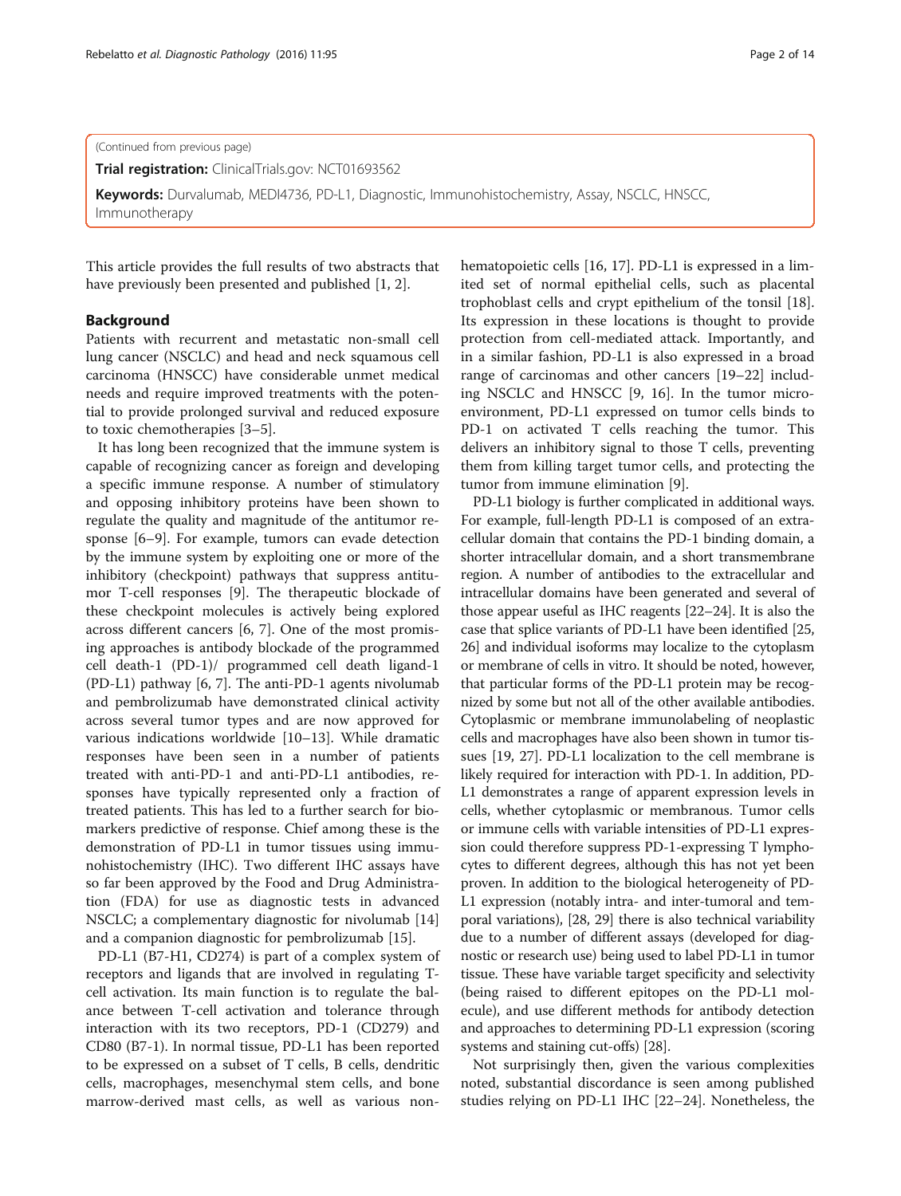(Continued from previous page)

**Trial registration:** ClinicalTrials.gov: NCT01693562

**Keywords:** Durvalumab, MEDI4736, PD-L1, Diagnostic, Immunohistochemistry, Assay, NSCLC, HNSCC, Immunotherapy

This article provides the full results of two abstracts that have previously been presented and published [1, 2].

## Background

Patients with recurrent and metastatic non-small cell lung cancer (NSCLC) and head and neck squamous cell carcinoma (HNSCC) have considerable unmet medical needs and require improved treatments with the potential to provide prolonged survival and reduced exposure to toxic chemotherapies [3–5].

It has long been recognized that the immune system is capable of recognizing cancer as foreign and developing a specific immune response. A number of stimulatory and opposing inhibitory proteins have been shown to regulate the quality and magnitude of the antitumor response [6–9]. For example, tumors can evade detection by the immune system by exploiting one or more of the inhibitory (checkpoint) pathways that suppress antitumor T-cell responses [9]. The therapeutic blockade of these checkpoint molecules is actively being explored across different cancers [6, 7]. One of the most promising approaches is antibody blockade of the programmed cell death-1 (PD-1)/ programmed cell death ligand-1 (PD-L1) pathway [6, 7]. The anti-PD-1 agents nivolumab and pembrolizumab have demonstrated clinical activity across several tumor types and are now approved for various indications worldwide [10–13]. While dramatic responses have been seen in a number of patients treated with anti-PD-1 and anti-PD-L1 antibodies, responses have typically represented only a fraction of treated patients. This has led to a further search for biomarkers predictive of response. Chief among these is the demonstration of PD-L1 in tumor tissues using immunohistochemistry (IHC). Two different IHC assays have so far been approved by the Food and Drug Administration (FDA) for use as diagnostic tests in advanced NSCLC; a complementary diagnostic for nivolumab [14] and a companion diagnostic for pembrolizumab [15].

PD-L1 (B7-H1, CD274) is part of a complex system of receptors and ligands that are involved in regulating T-cell activation. Its main function is to regulate the balance between T-cell activation and tolerance through interaction with its two receptors, PD-1 (CD279) and CD80 (B7-1). In normal tissue, PD-L1 has been reported to be expressed on a subset of T cells, B cells, dendritic cells, macrophages, mesenchymal stem cells, and bone marrow-derived mast cells, as well as various non-hematopoietic cells [16, 17]. PD-L1 is expressed in a limited set of normal epithelial cells, such as placental trophoblast cells and crypt epithelium of the tonsil [18]. Its expression in these locations is thought to provide protection from cell-mediated attack. Importantly, and in a similar fashion, PD-L1 is also expressed in a broad range of carcinomas and other cancers [19–22] including NSCLC and HNSCC [9, 16]. In the tumor microenvironment, PD-L1 expressed on tumor cells binds to PD-1 on activated T cells reaching the tumor. This delivers an inhibitory signal to those T cells, preventing them from killing target tumor cells, and protecting the tumor from immune elimination [9].

PD-L1 biology is further complicated in additional ways. For example, full-length PD-L1 is composed of an extracellular domain that contains the PD-1 binding domain, a shorter intracellular domain, and a short transmembrane region. A number of antibodies to the extracellular and intracellular domains have been generated and several of those appear useful as IHC reagents [22–24]. It is also the case that splice variants of PD-L1 have been identified [25, 26] and individual isoforms may localize to the cytoplasm or membrane of cells in vitro. It should be noted, however, that particular forms of the PD-L1 protein may be recognized by some but not all of the other available antibodies. Cytoplasmic or membrane immunolabeling of neoplastic cells and macrophages have also been shown in tumor tissues [19, 27]. PD-L1 localization to the cell membrane is likely required for interaction with PD-1. In addition, PD-L1 demonstrates a range of apparent expression levels in cells, whether cytoplasmic or membranous. Tumor cells or immune cells with variable intensities of PD-L1 expression could therefore suppress PD-1-expressing T lymphocytes to different degrees, although this has not yet been proven. In addition to the biological heterogeneity of PD-L1 expression (notably intra- and inter-tumoral and temporal variations), [28, 29] there is also technical variability due to a number of different assays (developed for diagnostic or research use) being used to label PD-L1 in tumor tissue. These have variable target specificity and selectivity (being raised to different epitopes on the PD-L1 molecule), and use different methods for antibody detection and approaches to determining PD-L1 expression (scoring systems and staining cut-offs) [28].

Not surprisingly then, given the various complexities noted, substantial discordance is seen among published studies relying on PD-L1 IHC [22–24]. Nonetheless, the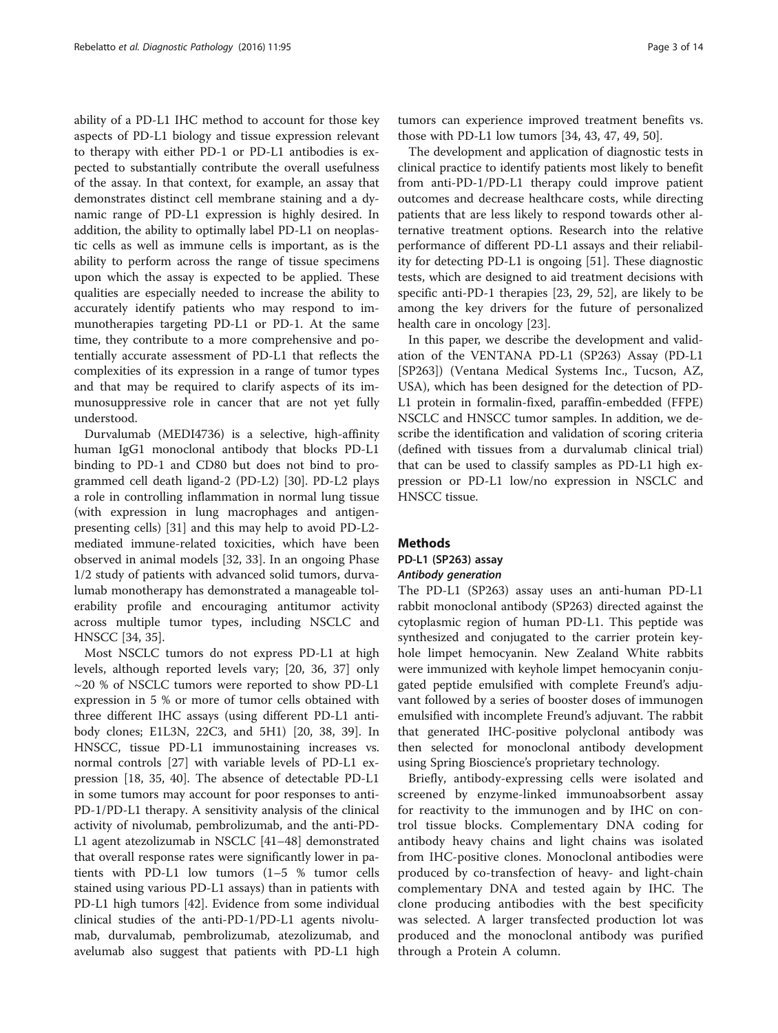ability of a PD-L1 IHC method to account for those key aspects of PD-L1 biology and tissue expression relevant to therapy with either PD-1 or PD-L1 antibodies is expected to substantially contribute the overall usefulness of the assay. In that context, for example, an assay that demonstrates distinct cell membrane staining and a dynamic range of PD-L1 expression is highly desired. In addition, the ability to optimally label PD-L1 on neoplastic cells as well as immune cells is important, as is the ability to perform across the range of tissue specimens upon which the assay is expected to be applied. These qualities are especially needed to increase the ability to accurately identify patients who may respond to immunotherapies targeting PD-L1 or PD-1. At the same time, they contribute to a more comprehensive and potentially accurate assessment of PD-L1 that reflects the complexities of its expression in a range of tumor types and that may be required to clarify aspects of its immunosuppressive role in cancer that are not yet fully understood.

Durvalumab (MEDI4736) is a selective, high-affinity human IgG1 monoclonal antibody that blocks PD-L1 binding to PD-1 and CD80 but does not bind to programmed cell death ligand-2 (PD-L2) [30]. PD-L2 plays a role in controlling inflammation in normal lung tissue (with expression in lung macrophages and antigen-presenting cells) [31] and this may help to avoid PD-L2-mediated immune-related toxicities, which have been observed in animal models [32, 33]. In an ongoing Phase 1/2 study of patients with advanced solid tumors, durvalumab monotherapy has demonstrated a manageable tolerability profile and encouraging antitumor activity across multiple tumor types, including NSCLC and HNSCC [34, 35].

Most NSCLC tumors do not express PD-L1 at high levels, although reported levels vary; [20, 36, 37] only ~20 % of NSCLC tumors were reported to show PD-L1 expression in 5 % or more of tumor cells obtained with three different IHC assays (using different PD-L1 antibody clones; E1L3N, 22C3, and 5H1) [20, 38, 39]. In HNSCC, tissue PD-L1 immunostaining increases vs. normal controls [27] with variable levels of PD-L1 expression [18, 35, 40]. The absence of detectable PD-L1 in some tumors may account for poor responses to anti-PD-1/PD-L1 therapy. A sensitivity analysis of the clinical activity of nivolumab, pembrolizumab, and the anti-PD-L1 agent atezolizumab in NSCLC [41–48] demonstrated that overall response rates were significantly lower in patients with PD-L1 low tumors (1–5 % tumor cells stained using various PD-L1 assays) than in patients with PD-L1 high tumors [42]. Evidence from some individual clinical studies of the anti-PD-1/PD-L1 agents nivolumab, durvalumab, pembrolizumab, atezolizumab, and avelumab also suggest that patients with PD-L1 high tumors can experience improved treatment benefits vs. those with PD-L1 low tumors [34, 43, 47, 49, 50].

The development and application of diagnostic tests in clinical practice to identify patients most likely to benefit from anti-PD-1/PD-L1 therapy could improve patient outcomes and decrease healthcare costs, while directing patients that are less likely to respond towards other alternative treatment options. Research into the relative performance of different PD-L1 assays and their reliability for detecting PD-L1 is ongoing [51]. These diagnostic tests, which are designed to aid treatment decisions with specific anti-PD-1 therapies [23, 29, 52], are likely to be among the key drivers for the future of personalized health care in oncology [23].

In this paper, we describe the development and validation of the VENTANA PD-L1 (SP263) Assay (PD-L1 [SP263]) (Ventana Medical Systems Inc., Tucson, AZ, USA), which has been designed for the detection of PD-L1 protein in formalin-fixed, paraffin-embedded (FFPE) NSCLC and HNSCC tumor samples. In addition, we describe the identification and validation of scoring criteria (defined with tissues from a durvalumab clinical trial) that can be used to classify samples as PD-L1 high expression or PD-L1 low/no expression in NSCLC and HNSCC tissue.

## Methods

### PD-L1 (SP263) assay

#### *Antibody generation*

The PD-L1 (SP263) assay uses an anti-human PD-L1 rabbit monoclonal antibody (SP263) directed against the cytoplasmic region of human PD-L1. This peptide was synthesized and conjugated to the carrier protein keyhole limpet hemocyanin. New Zealand White rabbits were immunized with keyhole limpet hemocyanin conjugated peptide emulsified with complete Freund's adjuvant followed by a series of booster doses of immunogen emulsified with incomplete Freund's adjuvant. The rabbit that generated IHC-positive polyclonal antibody was then selected for monoclonal antibody development using Spring Bioscience's proprietary technology.

Briefly, antibody-expressing cells were isolated and screened by enzyme-linked immunoabsorbent assay for reactivity to the immunogen and by IHC on control tissue blocks. Complementary DNA coding for antibody heavy chains and light chains was isolated from IHC-positive clones. Monoclonal antibodies were produced by co-transfection of heavy- and light-chain complementary DNA and tested again by IHC. The clone producing antibodies with the best specificity was selected. A larger transfected production lot was produced and the monoclonal antibody was purified through a Protein A column.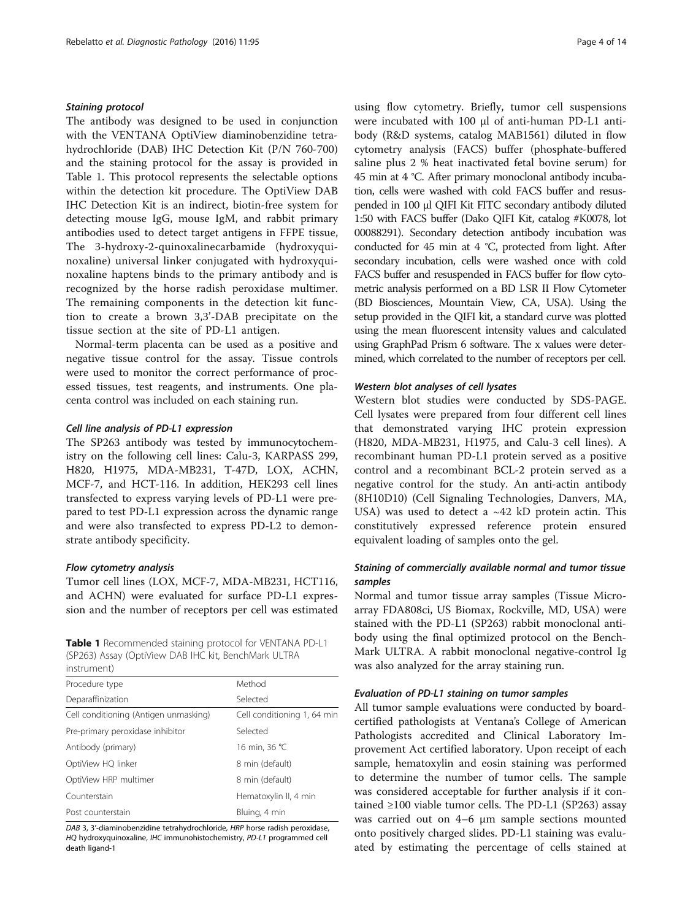### *Staining protocol*

The antibody was designed to be used in conjunction with the VENTANA OptiView diaminobenzidine tetrahydrochloride (DAB) IHC Detection Kit (P/N 760-700) and the staining protocol for the assay is provided in Table 1. This protocol represents the selectable options within the detection kit procedure. The OptiView DAB IHC Detection Kit is an indirect, biotin-free system for detecting mouse IgG, mouse IgM, and rabbit primary antibodies used to detect target antigens in FFPE tissue, The 3-hydroxy-2-quinoxalinecarbamide (hydroxyquinoxaline) universal linker conjugated with hydroxyquinoxaline haptens binds to the primary antibody and is recognized by the horse radish peroxidase multimer. The remaining components in the detection kit function to create a brown 3,3′-DAB precipitate on the tissue section at the site of PD-L1 antigen.

Normal-term placenta can be used as a positive and negative tissue control for the assay. Tissue controls were used to monitor the correct performance of processed tissues, test reagents, and instruments. One placenta control was included on each staining run.

### *Cell line analysis of PD-L1 expression*

The SP263 antibody was tested by immunocytochemistry on the following cell lines: Calu-3, KARPASS 299, H820, H1975, MDA-MB231, T-47D, LOX, ACHN, MCF-7, and HCT-116. In addition, HEK293 cell lines transfected to express varying levels of PD-L1 were prepared to test PD-L1 expression across the dynamic range and were also transfected to express PD-L2 to demonstrate antibody specificity.

### *Flow cytometry analysis*

Tumor cell lines (LOX, MCF-7, MDA-MB231, HCT116, and ACHN) were evaluated for surface PD-L1 expression and the number of receptors per cell was estimated using flow cytometry. Briefly, tumor cell suspensions were incubated with 100 μl of anti-human PD-L1 antibody (R&D systems, catalog MAB1561) diluted in flow cytometry analysis (FACS) buffer (phosphate-buffered saline plus 2 % heat inactivated fetal bovine serum) for 45 min at 4 °C. After primary monoclonal antibody incubation, cells were washed with cold FACS buffer and resuspended in 100 μl QIFI Kit FITC secondary antibody diluted 1:50 with FACS buffer (Dako QIFI Kit, catalog #K0078, lot 00088291). Secondary detection antibody incubation was conducted for 45 min at 4 °C, protected from light. After secondary incubation, cells were washed once with cold FACS buffer and resuspended in FACS buffer for flow cytometric analysis performed on a BD LSR II Flow Cytometer (BD Biosciences, Mountain View, CA, USA). Using the setup provided in the QIFI kit, a standard curve was plotted using the mean fluorescent intensity values and calculated using GraphPad Prism 6 software. The x values were determined, which correlated to the number of receptors per cell.

**Table 1** Recommended staining protocol for VENTANA PD-L1 (SP263) Assay (OptiView DAB IHC kit, BenchMark ULTRA instrument)

| Procedure type | Method |
| --- | --- |
| Deparaffinization | Selected |
| Cell conditioning (Antigen unmasking) | Cell conditioning 1, 64 min |
| Pre-primary peroxidase inhibitor | Selected |
| Antibody (primary) | 16 min, 36 °C |
| OptiView HQ linker | 8 min (default) |
| OptiView HRP multimer | 8 min (default) |
| Counterstain | Hematoxylin II, 4 min |
| Post counterstain | Bluing, 4 min |

*DAB* 3, 3′-diaminobenzidine tetrahydrochloride, *HRP* horse radish peroxidase, *HQ* hydroxyquinoxaline, *IHC* immunohistochemistry, *PD-L1* programmed cell death ligand-1

### *Western blot analyses of cell lysates*

Western blot studies were conducted by SDS-PAGE. Cell lysates were prepared from four different cell lines that demonstrated varying IHC protein expression (H820, MDA-MB231, H1975, and Calu-3 cell lines). A recombinant human PD-L1 protein served as a positive control and a recombinant BCL-2 protein served as a negative control for the study. An anti-actin antibody (8H10D10) (Cell Signaling Technologies, Danvers, MA, USA) was used to detect a ~42 kD protein actin. This constitutively expressed reference protein ensured equivalent loading of samples onto the gel.

### *Staining of commercially available normal and tumor tissue samples*

Normal and tumor tissue array samples (Tissue Microarray FDA808ci, US Biomax, Rockville, MD, USA) were stained with the PD-L1 (SP263) rabbit monoclonal antibody using the final optimized protocol on the BenchMark ULTRA. A rabbit monoclonal negative-control Ig was also analyzed for the array staining run.

### *Evaluation of PD-L1 staining on tumor samples*

All tumor sample evaluations were conducted by board-certified pathologists at Ventana's College of American Pathologists accredited and Clinical Laboratory Improvement Act certified laboratory. Upon receipt of each sample, hematoxylin and eosin staining was performed to determine the number of tumor cells. The sample was considered acceptable for further analysis if it contained ≥100 viable tumor cells. The PD-L1 (SP263) assay was carried out on 4–6 μm sample sections mounted onto positively charged slides. PD-L1 staining was evaluated by estimating the percentage of cells stained at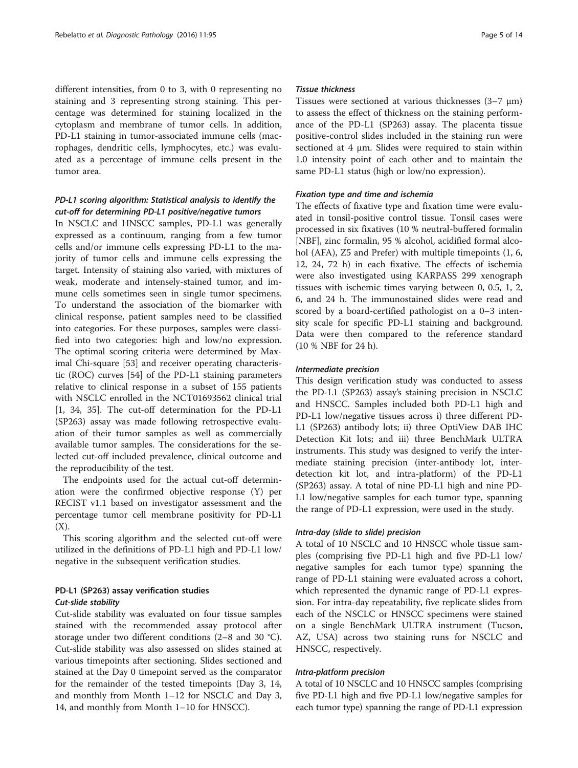different intensities, from 0 to 3, with 0 representing no staining and 3 representing strong staining. This percentage was determined for staining localized in the cytoplasm and membrane of tumor cells. In addition, PD-L1 staining in tumor-associated immune cells (macrophages, dendritic cells, lymphocytes, etc.) was evaluated as a percentage of immune cells present in the tumor area.

### *PD-L1 scoring algorithm: Statistical analysis to identify the cut-off for determining PD-L1 positive/negative tumors*

In NSCLC and HNSCC samples, PD-L1 was generally expressed as a continuum, ranging from a few tumor cells and/or immune cells expressing PD-L1 to the majority of tumor cells and immune cells expressing the target. Intensity of staining also varied, with mixtures of weak, moderate and intensely-stained tumor, and immune cells sometimes seen in single tumor specimens. To understand the association of the biomarker with clinical response, patient samples need to be classified into categories. For these purposes, samples were classified into two categories: high and low/no expression. The optimal scoring criteria were determined by Maximal Chi-square [53] and receiver operating characteristic (ROC) curves [54] of the PD-L1 staining parameters relative to clinical response in a subset of 155 patients with NSCLC enrolled in the NCT01693562 clinical trial [1, 34, 35]. The cut-off determination for the PD-L1 (SP263) assay was made following retrospective evaluation of their tumor samples as well as commercially available tumor samples. The considerations for the selected cut-off included prevalence, clinical outcome and the reproducibility of the test.

The endpoints used for the actual cut-off determination were the confirmed objective response (Y) per RECIST v1.1 based on investigator assessment and the percentage tumor cell membrane positivity for PD-L1 (X).

This scoring algorithm and the selected cut-off were utilized in the definitions of PD-L1 high and PD-L1 low/negative in the subsequent verification studies.

## PD-L1 (SP263) assay verification studies

### *Cut-slide stability*

Cut-slide stability was evaluated on four tissue samples stained with the recommended assay protocol after storage under two different conditions (2–8 and 30 °C). Cut-slide stability was also assessed on slides stained at various timepoints after sectioning. Slides sectioned and stained at the Day 0 timepoint served as the comparator for the remainder of the tested timepoints (Day 3, 14, and monthly from Month 1–12 for NSCLC and Day 3, 14, and monthly from Month 1–10 for HNSCC).

### *Tissue thickness*

Tissues were sectioned at various thicknesses (3–7 μm) to assess the effect of thickness on the staining performance of the PD-L1 (SP263) assay. The placenta tissue positive-control slides included in the staining run were sectioned at 4 μm. Slides were required to stain within 1.0 intensity point of each other and to maintain the same PD-L1 status (high or low/no expression).

### *Fixation type and time and ischemia*

The effects of fixative type and fixation time were evaluated in tonsil-positive control tissue. Tonsil cases were processed in six fixatives (10 % neutral-buffered formalin [NBF], zinc formalin, 95 % alcohol, acidified formal alcohol (AFA), Z5 and Prefer) with multiple timepoints (1, 6, 12, 24, 72 h) in each fixative. The effects of ischemia were also investigated using KARPASS 299 xenograph tissues with ischemic times varying between 0, 0.5, 1, 2, 6, and 24 h. The immunostained slides were read and scored by a board-certified pathologist on a 0–3 intensity scale for specific PD-L1 staining and background. Data were then compared to the reference standard (10 % NBF for 24 h).

### *Intermediate precision*

This design verification study was conducted to assess the PD-L1 (SP263) assay's staining precision in NSCLC and HNSCC. Samples included both PD-L1 high and PD-L1 low/negative tissues across i) three different PD-L1 (SP263) antibody lots; ii) three OptiView DAB IHC Detection Kit lots; and iii) three BenchMark ULTRA instruments. This study was designed to verify the intermediate staining precision (inter-antibody lot, inter-detection kit lot, and intra-platform) of the PD-L1 (SP263) assay. A total of nine PD-L1 high and nine PD-L1 low/negative samples for each tumor type, spanning the range of PD-L1 expression, were used in the study.

### *Intra-day (slide to slide) precision*

A total of 10 NSCLC and 10 HNSCC whole tissue samples (comprising five PD-L1 high and five PD-L1 low/negative samples for each tumor type) spanning the range of PD-L1 staining were evaluated across a cohort, which represented the dynamic range of PD-L1 expression. For intra-day repeatability, five replicate slides from each of the NSCLC or HNSCC specimens were stained on a single BenchMark ULTRA instrument (Tucson, AZ, USA) across two staining runs for NSCLC and HNSCC, respectively.

### *Intra-platform precision*

A total of 10 NSCLC and 10 HNSCC samples (comprising five PD-L1 high and five PD-L1 low/negative samples for each tumor type) spanning the range of PD-L1 expression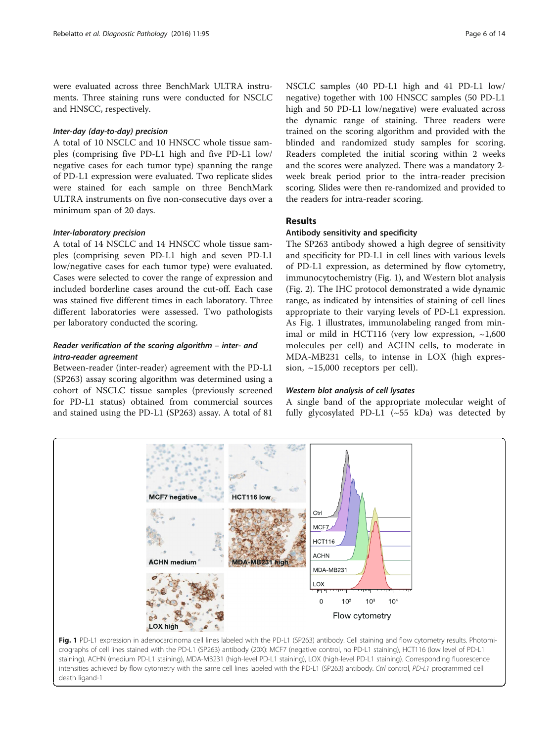were evaluated across three BenchMark ULTRA instruments. Three staining runs were conducted for NSCLC and HNSCC, respectively.

#### *Inter-day (day-to-day) precision*

A total of 10 NSCLC and 10 HNSCC whole tissue samples (comprising five PD-L1 high and five PD-L1 low/negative cases for each tumor type) spanning the range of PD-L1 expression were evaluated. Two replicate slides were stained for each sample on three BenchMark ULTRA instruments on five non-consecutive days over a minimum span of 20 days.

#### *Inter-laboratory precision*

A total of 14 NSCLC and 14 HNSCC whole tissue samples (comprising seven PD-L1 high and seven PD-L1 low/negative cases for each tumor type) were evaluated. Cases were selected to cover the range of expression and included borderline cases around the cut-off. Each case was stained five different times in each laboratory. Three different laboratories were assessed. Two pathologists per laboratory conducted the scoring.

#### *Reader verification of the scoring algorithm – inter- and intra-reader agreement*

Between-reader (inter-reader) agreement with the PD-L1 (SP263) assay scoring algorithm was determined using a cohort of NSCLC tissue samples (previously screened for PD-L1 status) obtained from commercial sources and stained using the PD-L1 (SP263) assay. A total of 81 NSCLC samples (40 PD-L1 high and 41 PD-L1 low/negative) together with 100 HNSCC samples (50 PD-L1 high and 50 PD-L1 low/negative) were evaluated across the dynamic range of staining. Three readers were trained on the scoring algorithm and provided with the blinded and randomized study samples for scoring. Readers completed the initial scoring within 2 weeks and the scores were analyzed. There was a mandatory 2-week break period prior to the intra-reader precision scoring. Slides were then re-randomized and provided to the readers for intra-reader scoring.

## Results

### Antibody sensitivity and specificity

The SP263 antibody showed a high degree of sensitivity and specificity for PD-L1 in cell lines with various levels of PD-L1 expression, as determined by flow cytometry, immunocytochemistry (Fig. 1), and Western blot analysis (Fig. 2). The IHC protocol demonstrated a wide dynamic range, as indicated by intensities of staining of cell lines appropriate to their varying levels of PD-L1 expression. As Fig. 1 illustrates, immunolabeling ranged from minimal or mild in HCT116 (very low expression, ~1,600 molecules per cell) and ACHN cells, to moderate in MDA-MB231 cells, to intense in LOX (high expression, ~15,000 receptors per cell).

#### *Western blot analysis of cell lysates*

A single band of the appropriate molecular weight of fully glycosylated PD-L1 (~55 kDa) was detected by

**Fig. 1** PD-L1 expression in adenocarcinoma cell lines labeled with the PD-L1 (SP263) antibody. Cell staining and flow cytometry results. Photomicrographs of cell lines stained with the PD-L1 (SP263) antibody (20X): MCF7 (negative control, no PD-L1 staining), HCT116 (low level of PD-L1 staining), ACHN (medium PD-L1 staining), MDA-MB231 (high-level PD-L1 staining), LOX (high-level PD-L1 staining). Corresponding fluorescence intensities achieved by flow cytometry with the same cell lines labeled with the PD-L1 (SP263) antibody. *Ctrl* control, *PD-L1* programmed cell death ligand-1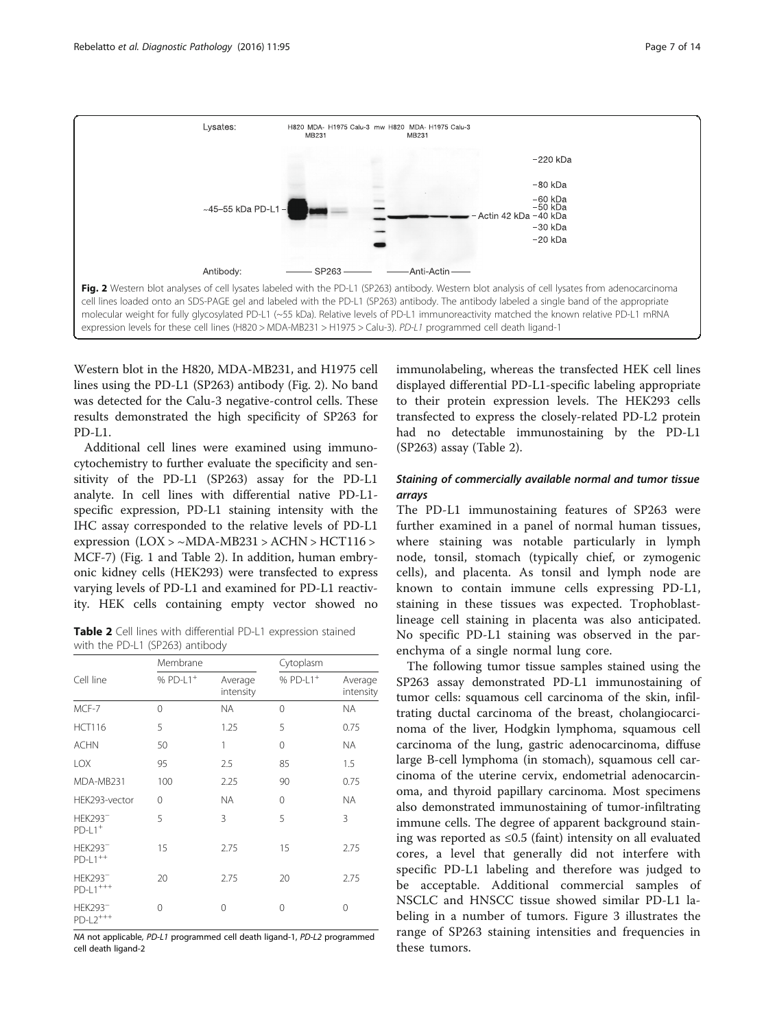Fig. 2 Western blot analyses of cell lysates labeled with the PD-L1 (SP263) antibody. Western blot analysis of cell lysates from adenocarcinoma cell lines loaded onto an SDS-PAGE gel and labeled with the PD-L1 (SP263) antibody. The antibody labeled a single band of the appropriate molecular weight for fully glycosylated PD-L1 (~55 kDa). Relative levels of PD-L1 immunoreactivity matched the known relative PD-L1 mRNA expression levels for these cell lines (H820 > MDA-MB231 > H1975 > Calu-3). *PD-L1* programmed cell death ligand-1

Western blot in the H820, MDA-MB231, and H1975 cell lines using the PD-L1 (SP263) antibody (Fig. 2). No band was detected for the Calu-3 negative-control cells. These results demonstrated the high specificity of SP263 for PD-L1.

Additional cell lines were examined using immunocytochemistry to further evaluate the specificity and sensitivity of the PD-L1 (SP263) assay for the PD-L1 analyte. In cell lines with differential native PD-L1-specific expression, PD-L1 staining intensity with the IHC assay corresponded to the relative levels of PD-L1 expression (LOX > ~MDA-MB231 > ACHN > HCT116 > MCF-7) (Fig. 1 and Table 2). In addition, human embryonic kidney cells (HEK293) were transfected to express varying levels of PD-L1 and examined for PD-L1 reactivity. HEK cells containing empty vector showed no immunolabeling, whereas the transfected HEK cell lines displayed differential PD-L1-specific labeling appropriate to their protein expression levels. The HEK293 cells transfected to express the closely-related PD-L2 protein had no detectable immunostaining by the PD-L1 (SP263) assay (Table 2).

**Table 2** Cell lines with differential PD-L1 expression stained with the PD-L1 (SP263) antibody

| Cell line | Membrane | | Cytoplasm | |
|---|---|---|---|---|
| | % PD-L1$^+$ | Average intensity | % PD-L1$^+$ | Average intensity |
| MCF-7 | 0 | NA | 0 | NA |
| HCT116 | 5 | 1.25 | 5 | 0.75 |
| ACHN | 50 | 1 | 0 | NA |
| LOX | 95 | 2.5 | 85 | 1.5 |
| MDA-MB231 | 100 | 2.25 | 90 | 0.75 |
| HEK293-vector | 0 | NA | 0 | NA |
| HEK293$^-$ PD-L1$^+$ | 5 | 3 | 5 | 3 |
| HEK293$^-$ PD-L1$^{++}$ | 15 | 2.75 | 15 | 2.75 |
| HEK293$^-$ PD-L1$^{+++}$ | 20 | 2.75 | 20 | 2.75 |
| HEK293$^-$ PD-L2$^{+++}$ | 0 | 0 | 0 | 0 |

*NA* not applicable, *PD-L1* programmed cell death ligand-1, *PD-L2* programmed cell death ligand-2

### Staining of commercially available normal and tumor tissue arrays

The PD-L1 immunostaining features of SP263 were further examined in a panel of normal human tissues, where staining was notable particularly in lymph node, tonsil, stomach (typically chief, or zymogenic cells), and placenta. As tonsil and lymph node are known to contain immune cells expressing PD-L1, staining in these tissues was expected. Trophoblast-lineage cell staining in placenta was also anticipated. No specific PD-L1 staining was observed in the parenchyma of a single normal lung core.

The following tumor tissue samples stained using the SP263 assay demonstrated PD-L1 immunostaining of tumor cells: squamous cell carcinoma of the skin, infiltrating ductal carcinoma of the breast, cholangiocarcinoma of the liver, Hodgkin lymphoma, squamous cell carcinoma of the lung, gastric adenocarcinoma, diffuse large B-cell lymphoma (in stomach), squamous cell carcinoma of the uterine cervix, endometrial adenocarcinoma, and thyroid papillary carcinoma. Most specimens also demonstrated immunostaining of tumor-infiltrating immune cells. The degree of apparent background staining was reported as ≤0.5 (faint) intensity on all evaluated cores, a level that generally did not interfere with specific PD-L1 labeling and therefore was judged to be acceptable. Additional commercial samples of NSCLC and HNSCC tissue showed similar PD-L1 labeling in a number of tumors. Figure 3 illustrates the range of SP263 staining intensities and frequencies in these tumors.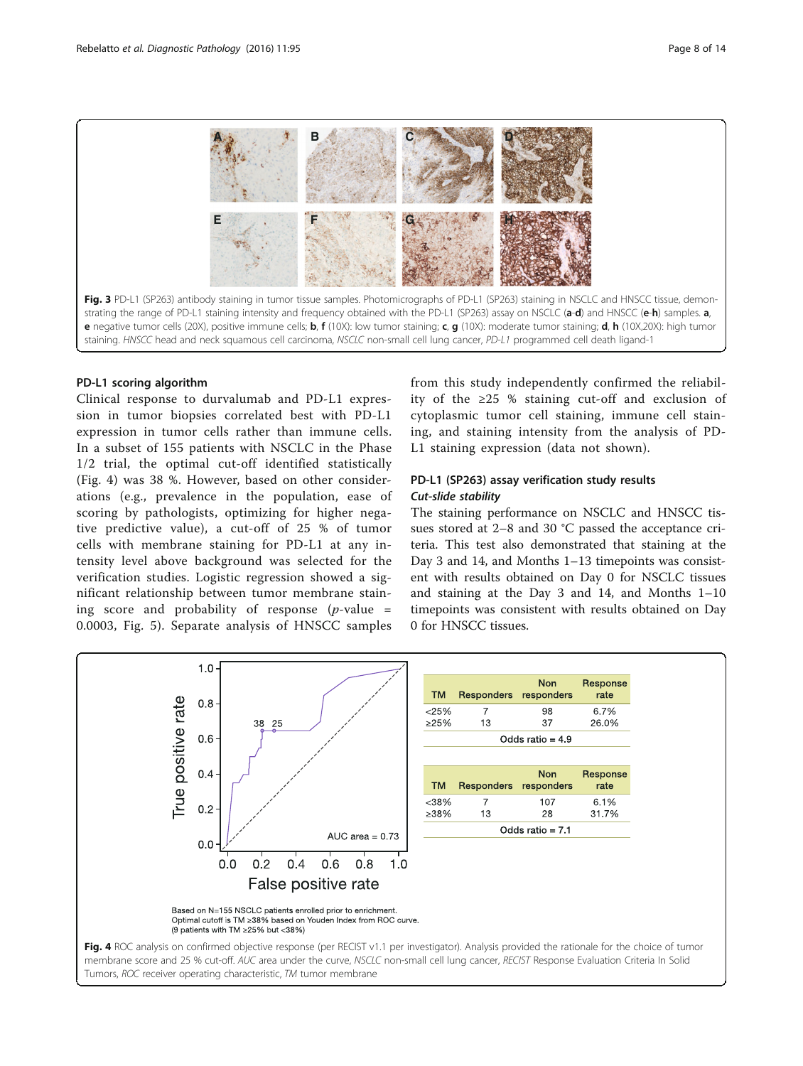**Fig. 3** PD-L1 (SP263) antibody staining in tumor tissue samples. Photomicrographs of PD-L1 (SP263) staining in NSCLC and HNSCC tissue, demonstrating the range of PD-L1 staining intensity and frequency obtained with the PD-L1 (SP263) assay on NSCLC (**a**-**d**) and HNSCC (**e**-**h**) samples. **a**, **e** negative tumor cells (20X), positive immune cells; **b**, **f** (10X): low tumor staining; **c**, **g** (10X): moderate tumor staining; **d**, **h** (10X,20X): high tumor staining. *HNSCC* head and neck squamous cell carcinoma, *NSCLC* non-small cell lung cancer, *PD-L1* programmed cell death ligand-1

### PD-L1 scoring algorithm

Clinical response to durvalumab and PD-L1 expression in tumor biopsies correlated best with PD-L1 expression in tumor cells rather than immune cells. In a subset of 155 patients with NSCLC in the Phase 1/2 trial, the optimal cut-off identified statistically (Fig. 4) was 38 %. However, based on other considerations (e.g., prevalence in the population, ease of scoring by pathologists, optimizing for higher negative predictive value), a cut-off of 25 % of tumor cells with membrane staining for PD-L1 at any intensity level above background was selected for the verification studies. Logistic regression showed a significant relationship between tumor membrane staining score and probability of response ($p$-value = 0.0003, Fig. 5). Separate analysis of HNSCC samples from this study independently confirmed the reliability of the ≥25 % staining cut-off and exclusion of cytoplasmic tumor cell staining, immune cell staining, and staining intensity from the analysis of PD-L1 staining expression (data not shown).

### PD-L1 (SP263) assay verification study results

#### *Cut-slide stability*

The staining performance on NSCLC and HNSCC tissues stored at 2–8 and 30 °C passed the acceptance criteria. This test also demonstrated that staining at the Day 3 and 14, and Months 1–13 timepoints was consistent with results obtained on Day 0 for NSCLC tissues and staining at the Day 3 and 14, and Months 1–10 timepoints was consistent with results obtained on Day 0 for HNSCC tissues.

| TM | Responders | Non responders | Response rate |
|---|---|---|---|
| <25% | 7 | 98 | 6.7% |
| ≥25% | 13 | 37 | 26.0% |
| Odds ratio = 4.9 | | | |

| TM | Responders | Non responders | Response rate |
|---|---|---|---|
| <38% | 7 | 107 | 6.1% |
| ≥38% | 13 | 28 | 31.7% |
| Odds ratio = 7.1 | | | |

Based on N=155 NSCLC patients enrolled prior to enrichment.
Optimal cutoff is TM ≥38% based on Youden Index from ROC curve.
(9 patients with TM ≥25% but <38%)

**Fig. 4** ROC analysis on confirmed objective response (per RECIST v1.1 per investigator). Analysis provided the rationale for the choice of tumor membrane score and 25 % cut-off. *AUC* area under the curve, *NSCLC* non-small cell lung cancer, *RECIST* Response Evaluation Criteria In Solid Tumors, *ROC* receiver operating characteristic, *TM* tumor membrane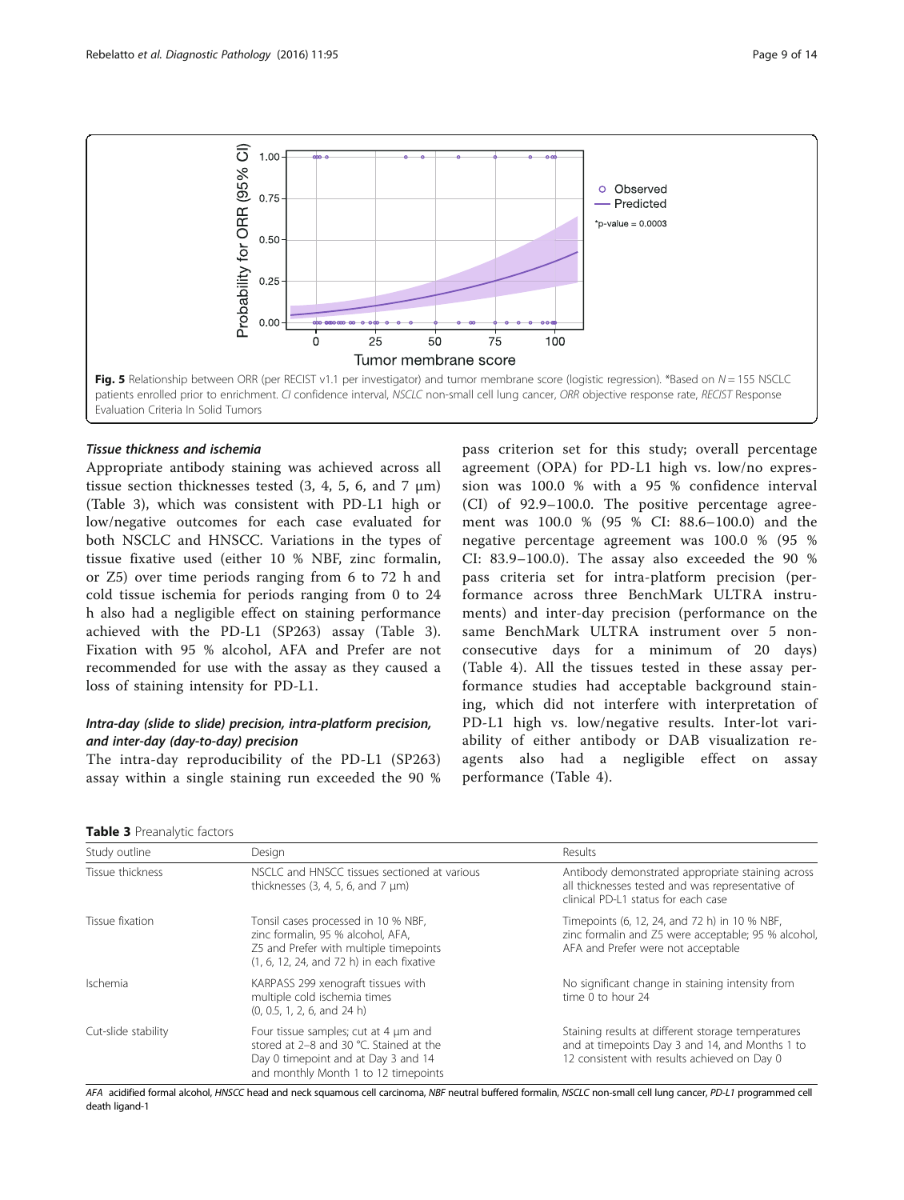Fig. 5 Relationship between ORR (per RECIST v1.1 per investigator) and tumor membrane score (logistic regression). *Based on $N = 155$ NSCLC patients enrolled prior to enrichment. *CI* confidence interval, *NSCLC* non-small cell lung cancer, *ORR* objective response rate, *RECIST* Response Evaluation Criteria In Solid Tumors

### Tissue thickness and ischemia

Appropriate antibody staining was achieved across all tissue section thicknesses tested (3, 4, 5, 6, and 7 μm) (Table 3), which was consistent with PD-L1 high or low/negative outcomes for each case evaluated for both NSCLC and HNSCC. Variations in the types of tissue fixative used (either 10 % NBF, zinc formalin, or Z5) over time periods ranging from 6 to 72 h and cold tissue ischemia for periods ranging from 0 to 24 h also had a negligible effect on staining performance achieved with the PD-L1 (SP263) assay (Table 3). Fixation with 95 % alcohol, AFA and Prefer are not recommended for use with the assay as they caused a loss of staining intensity for PD-L1.

### Intra-day (slide to slide) precision, intra-platform precision, and inter-day (day-to-day) precision

The intra-day reproducibility of the PD-L1 (SP263) assay within a single staining run exceeded the 90 % pass criterion set for this study; overall percentage agreement (OPA) for PD-L1 high vs. low/no expression was 100.0 % with a 95 % confidence interval (CI) of 92.9–100.0. The positive percentage agreement was 100.0 % (95 % CI: 88.6–100.0) and the negative percentage agreement was 100.0 % (95 % CI: 83.9–100.0). The assay also exceeded the 90 % pass criteria set for intra-platform precision (performance across three BenchMark ULTRA instruments) and inter-day precision (performance on the same BenchMark ULTRA instrument over 5 non-consecutive days for a minimum of 20 days) (Table 4). All the tissues tested in these assay performance studies had acceptable background staining, which did not interfere with interpretation of PD-L1 high vs. low/negative results. Inter-lot variability of either antibody or DAB visualization reagents also had a negligible effect on assay performance (Table 4).

**Table 3** Preanalytic factors

| Study outline | Design | Results |
|---|---|---|
| Tissue thickness | NSCLC and HNSCC tissues sectioned at various thicknesses (3, 4, 5, 6, and 7 μm) | Antibody demonstrated appropriate staining across all thicknesses tested and was representative of clinical PD-L1 status for each case |
| Tissue fixation | Tonsil cases processed in 10 % NBF, zinc formalin, 95 % alcohol, AFA, Z5 and Prefer with multiple timepoints (1, 6, 12, 24, and 72 h) in each fixative | Timepoints (6, 12, 24, and 72 h) in 10 % NBF, zinc formalin and Z5 were acceptable; 95 % alcohol, AFA and Prefer were not acceptable |
| Ischemia | KARPASS 299 xenograft tissues with multiple cold ischemia times (0, 0.5, 1, 2, 6, and 24 h) | No significant change in staining intensity from time 0 to hour 24 |
| Cut-slide stability | Four tissue samples; cut at 4 μm and stored at 2–8 and 30 °C. Stained at the Day 0 timepoint and at Day 3 and 14 and monthly Month 1 to 12 timepoints | Staining results at different storage temperatures and at timepoints Day 3 and 14, and Months 1 to 12 consistent with results achieved on Day 0 |

*AFA* acidified formal alcohol, *HNSCC* head and neck squamous cell carcinoma, *NBF* neutral buffered formalin, *NSCLC* non-small cell lung cancer, *PD-L1* programmed cell death ligand-1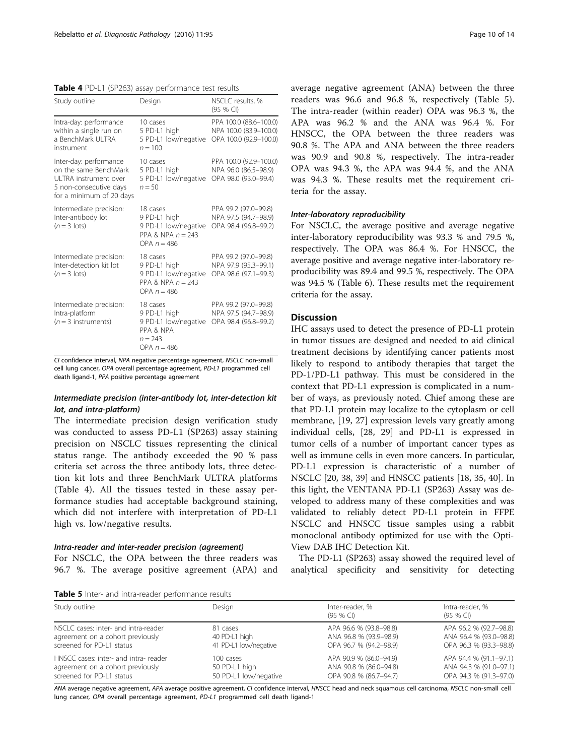**Table 4** PD-L1 (SP263) assay performance test results

| Study outline | Design | NSCLC results, % (95 % CI) |
|---|---|---|
| Intra-day: performance within a single run on a BenchMark ULTRA instrument | 10 cases<br>5 PD-L1 high<br>5 PD-L1 low/negative<br>$n = 100$ | PPA 100.0 (88.6–100.0)<br>NPA 100.0 (83.9–100.0)<br>OPA 100.0 (92.9–100.0) |
| Inter-day: performance on the same BenchMark ULTRA instrument over 5 non-consecutive days for a minimum of 20 days | 10 cases<br>5 PD-L1 high<br>5 PD-L1 low/negative<br>$n = 50$ | PPA 100.0 (92.9–100.0)<br>NPA 96.0 (86.5–98.9)<br>OPA 98.0 (93.0–99.4) |
| Intermediate precision: Inter-antibody lot<br>($n = 3$ lots) | 18 cases<br>9 PD-L1 high<br>9 PD-L1 low/negative<br>PPA & NPA $n = 243$<br>OPA $n = 486$ | PPA 99.2 (97.0–99.8)<br>NPA 97.5 (94.7–98.9)<br>OPA 98.4 (96.8–99.2) |
| Intermediate precision: Inter-detection kit lot<br>($n = 3$ lots) | 18 cases<br>9 PD-L1 high<br>9 PD-L1 low/negative<br>PPA & NPA $n = 243$<br>OPA $n = 486$ | PPA 99.2 (97.0–99.8)<br>NPA 97.9 (95.3–99.1)<br>OPA 98.6 (97.1–99.3) |
| Intermediate precision: Intra-platform<br>($n = 3$ instruments) | 18 cases<br>9 PD-L1 high<br>9 PD-L1 low/negative<br>PPA & NPA<br>$n = 243$<br>OPA $n = 486$ | PPA 99.2 (97.0–99.8)<br>NPA 97.5 (94.7–98.9)<br>OPA 98.4 (96.8–99.2) |

*CI* confidence interval, *NPA* negative percentage agreement, *NSCLC* non-small cell lung cancer, *OPA* overall percentage agreement, *PD-L1* programmed cell death ligand-1, *PPA* positive percentage agreement

### Intermediate precision (inter-antibody lot, inter-detection kit lot, and intra-platform)

The intermediate precision design verification study was conducted to assess PD-L1 (SP263) assay staining precision on NSCLC tissues representing the clinical status range. The antibody exceeded the 90 % pass criteria set across the three antibody lots, three detection kit lots and three BenchMark ULTRA platforms (Table 4). All the tissues tested in these assay performance studies had acceptable background staining, which did not interfere with interpretation of PD-L1 high vs. low/negative results.

#### Intra-reader and inter-reader precision (agreement)

For NSCLC, the OPA between the three readers was 96.7 %. The average positive agreement (APA) and average negative agreement (ANA) between the three readers was 96.6 and 96.8 %, respectively (Table 5). The intra-reader (within reader) OPA was 96.3 %, the APA was 96.2 % and the ANA was 96.4 %. For HNSCC, the OPA between the three readers was 90.8 %. The APA and ANA between the three readers was 90.9 and 90.8 %, respectively. The intra-reader OPA was 94.3 %, the APA was 94.4 %, and the ANA was 94.3 %. These results met the requirement criteria for the assay.

#### Inter-laboratory reproducibility

For NSCLC, the average positive and average negative inter-laboratory reproducibility was 93.3 % and 79.5 %, respectively. The OPA was 86.4 %. For HNSCC, the average positive and average negative inter-laboratory reproducibility was 89.4 and 99.5 %, respectively. The OPA was 94.5 % (Table 6). These results met the requirement criteria for the assay.

## Discussion

IHC assays used to detect the presence of PD-L1 protein in tumor tissues are designed and needed to aid clinical treatment decisions by identifying cancer patients most likely to respond to antibody therapies that target the PD-1/PD-L1 pathway. This must be considered in the context that PD-L1 expression is complicated in a number of ways, as previously noted. Chief among these are that PD-L1 protein may localize to the cytoplasm or cell membrane, [19, 27] expression levels vary greatly among individual cells, [28, 29] and PD-L1 is expressed in tumor cells of a number of important cancer types as well as immune cells in even more cancers. In particular, PD-L1 expression is characteristic of a number of NSCLC [20, 38, 39] and HNSCC patients [18, 35, 40]. In this light, the VENTANA PD-L1 (SP263) Assay was developed to address many of these complexities and was validated to reliably detect PD-L1 protein in FFPE NSCLC and HNSCC tissue samples using a rabbit monoclonal antibody optimized for use with the OptiView DAB IHC Detection Kit.

The PD-L1 (SP263) assay showed the required level of analytical specificity and sensitivity for detecting

**Table 5** Inter- and intra-reader performance results

| Study outline | Design | Inter-reader, % (95 % CI) | Intra-reader, % (95 % CI) |
|---|---|---|---|
| NSCLC cases: inter- and intra-reader agreement on a cohort previously screened for PD-L1 status | 81 cases<br>40 PD-L1 high<br>41 PD-L1 low/negative | APA 96.6 % (93.8–98.8)<br>ANA 96.8 % (93.9–98.9)<br>OPA 96.7 % (94.2–98.9) | APA 96.2 % (92.7–98.8)<br>ANA 96.4 % (93.0–98.8)<br>OPA 96.3 % (93.3–98.8) |
| HNSCC cases: inter- and intra- reader agreement on a cohort previously screened for PD-L1 status | 100 cases<br>50 PD-L1 high<br>50 PD-L1 low/negative | APA 90.9 % (86.0–94.9)<br>ANA 90.8 % (86.0–94.8)<br>OPA 90.8 % (86.7–94.7) | APA 94.4 % (91.1–97.1)<br>ANA 94.3 % (91.0–97.1)<br>OPA 94.3 % (91.3–97.0) |

*ANA* average negative agreement, *APA* average positive agreement, *CI* confidence interval, *HNSCC* head and neck squamous cell carcinoma, *NSCLC* non-small cell lung cancer, *OPA* overall percentage agreement, *PD-L1* programmed cell death ligand-1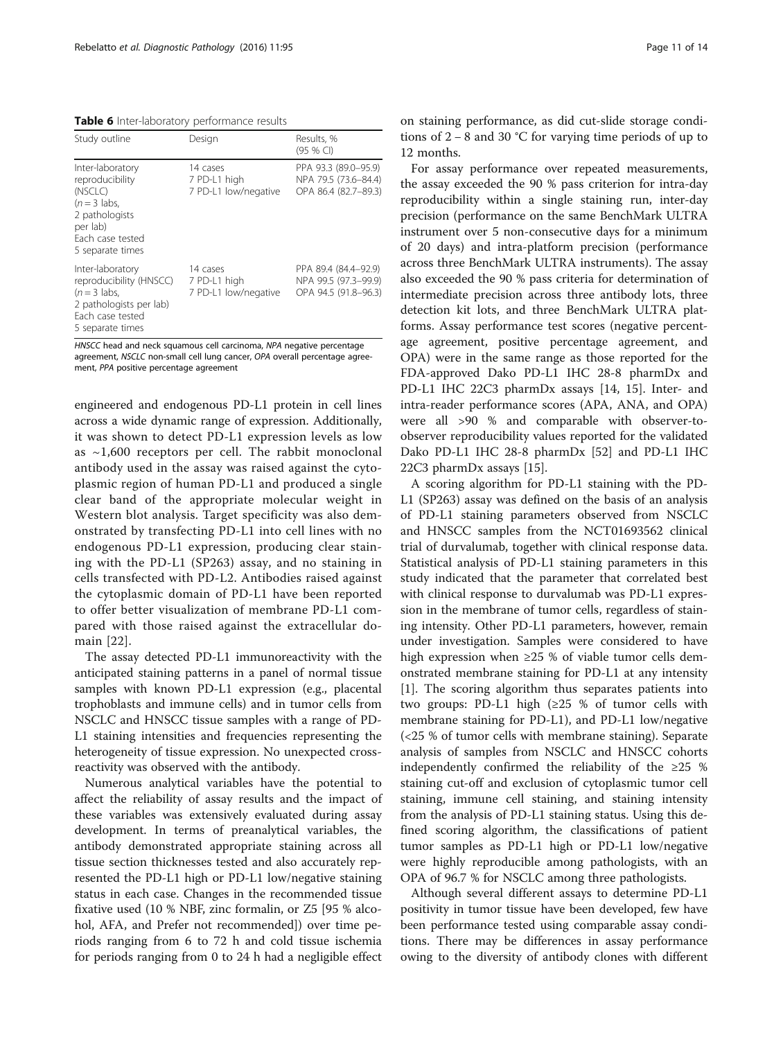**Table 6** Inter-laboratory performance results

| Study outline | Design | Results, % (95 % CI) |
|---|---|---|
| Inter-laboratory reproducibility (NSCLC) ($n = 3$ labs, 2 pathologists per lab) Each case tested 5 separate times | 14 cases 7 PD-L1 high 7 PD-L1 low/negative | PPA 93.3 (89.0–95.9) NPA 79.5 (73.6–84.4) OPA 86.4 (82.7–89.3) |
| Inter-laboratory reproducibility (HNSCC) ($n = 3$ labs, 2 pathologists per lab) Each case tested 5 separate times | 14 cases 7 PD-L1 high 7 PD-L1 low/negative | PPA 89.4 (84.4–92.9) NPA 99.5 (97.3–99.9) OPA 94.5 (91.8–96.3) |

*HNSCC* head and neck squamous cell carcinoma, *NPA* negative percentage agreement, *NSCLC* non-small cell lung cancer, *OPA* overall percentage agreement, *PPA* positive percentage agreement

engineered and endogenous PD-L1 protein in cell lines across a wide dynamic range of expression. Additionally, it was shown to detect PD-L1 expression levels as low as ~1,600 receptors per cell. The rabbit monoclonal antibody used in the assay was raised against the cytoplasmic region of human PD-L1 and produced a single clear band of the appropriate molecular weight in Western blot analysis. Target specificity was also demonstrated by transfecting PD-L1 into cell lines with no endogenous PD-L1 expression, producing clear staining with the PD-L1 (SP263) assay, and no staining in cells transfected with PD-L2. Antibodies raised against the cytoplasmic domain of PD-L1 have been reported to offer better visualization of membrane PD-L1 compared with those raised against the extracellular domain [22].

The assay detected PD-L1 immunoreactivity with the anticipated staining patterns in a panel of normal tissue samples with known PD-L1 expression (e.g., placental trophoblasts and immune cells) and in tumor cells from NSCLC and HNSCC tissue samples with a range of PD-L1 staining intensities and frequencies representing the heterogeneity of tissue expression. No unexpected cross-reactivity was observed with the antibody.

Numerous analytical variables have the potential to affect the reliability of assay results and the impact of these variables was extensively evaluated during assay development. In terms of preanalytical variables, the antibody demonstrated appropriate staining across all tissue section thicknesses tested and also accurately represented the PD-L1 high or PD-L1 low/negative staining status in each case. Changes in the recommended tissue fixative used (10 % NBF, zinc formalin, or Z5 [95 % alcohol, AFA, and Prefer not recommended]) over time periods ranging from 6 to 72 h and cold tissue ischemia for periods ranging from 0 to 24 h had a negligible effect on staining performance, as did cut-slide storage conditions of 2 – 8 and 30 °C for varying time periods of up to 12 months.

For assay performance over repeated measurements, the assay exceeded the 90 % pass criterion for intra-day reproducibility within a single staining run, inter-day precision (performance on the same BenchMark ULTRA instrument over 5 non-consecutive days for a minimum of 20 days) and intra-platform precision (performance across three BenchMark ULTRA instruments). The assay also exceeded the 90 % pass criteria for determination of intermediate precision across three antibody lots, three detection kit lots, and three BenchMark ULTRA platforms. Assay performance test scores (negative percentage agreement, positive percentage agreement, and OPA) were in the same range as those reported for the FDA-approved Dako PD-L1 IHC 28-8 pharmDx and PD-L1 IHC 22C3 pharmDx assays [14, 15]. Inter- and intra-reader performance scores (APA, ANA, and OPA) were all >90 % and comparable with observer-to-observer reproducibility values reported for the validated Dako PD-L1 IHC 28-8 pharmDx [52] and PD-L1 IHC 22C3 pharmDx assays [15].

A scoring algorithm for PD-L1 staining with the PD-L1 (SP263) assay was defined on the basis of an analysis of PD-L1 staining parameters observed from NSCLC and HNSCC samples from the NCT01693562 clinical trial of durvalumab, together with clinical response data. Statistical analysis of PD-L1 staining parameters in this study indicated that the parameter that correlated best with clinical response to durvalumab was PD-L1 expression in the membrane of tumor cells, regardless of staining intensity. Other PD-L1 parameters, however, remain under investigation. Samples were considered to have high expression when ≥25 % of viable tumor cells demonstrated membrane staining for PD-L1 at any intensity [1]. The scoring algorithm thus separates patients into two groups: PD-L1 high (≥25 % of tumor cells with membrane staining for PD-L1), and PD-L1 low/negative (<25 % of tumor cells with membrane staining). Separate analysis of samples from NSCLC and HNSCC cohorts independently confirmed the reliability of the ≥25 % staining cut-off and exclusion of cytoplasmic tumor cell staining, immune cell staining, and staining intensity from the analysis of PD-L1 staining status. Using this defined scoring algorithm, the classifications of patient tumor samples as PD-L1 high or PD-L1 low/negative were highly reproducible among pathologists, with an OPA of 96.7 % for NSCLC among three pathologists.

Although several different assays to determine PD-L1 positivity in tumor tissue have been developed, few have been performance tested using comparable assay conditions. There may be differences in assay performance owing to the diversity of antibody clones with different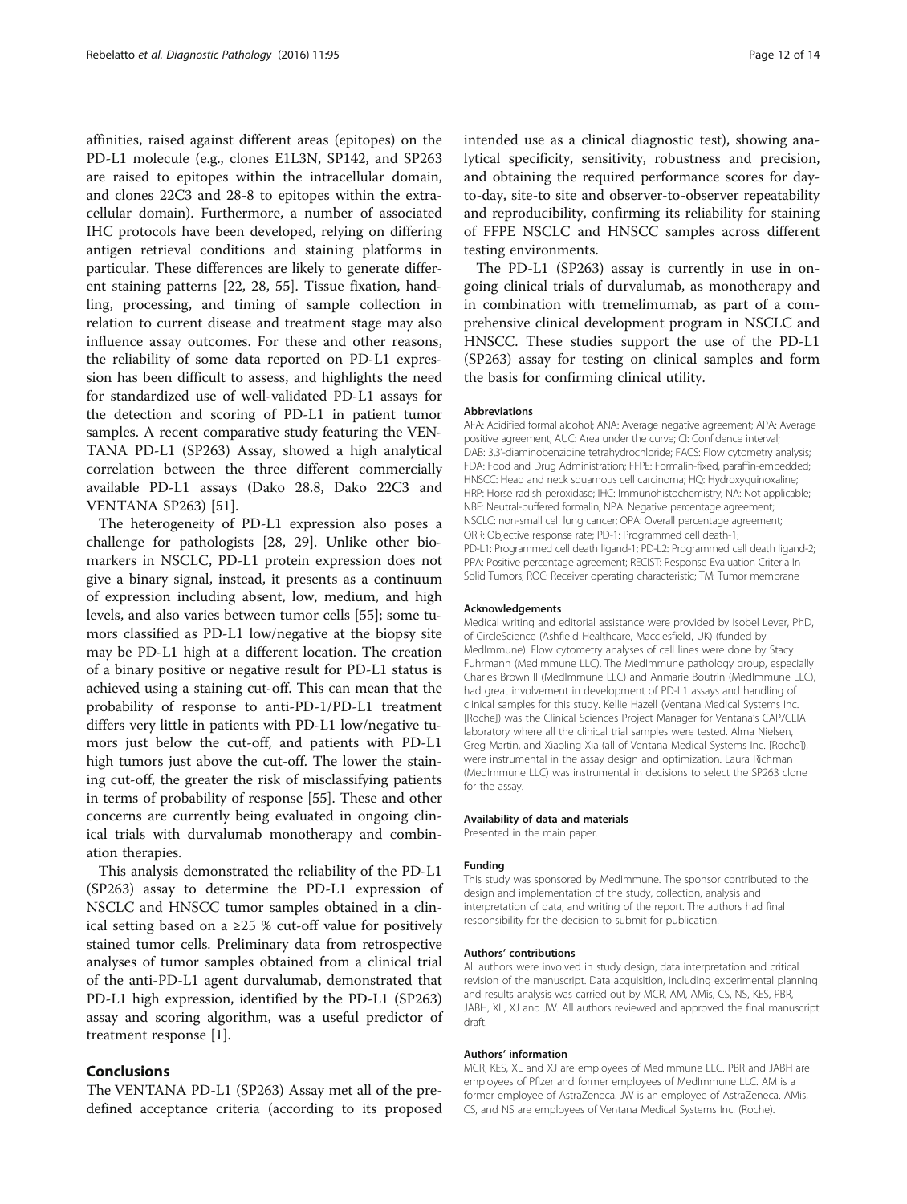affinities, raised against different areas (epitopes) on the PD-L1 molecule (e.g., clones E1L3N, SP142, and SP263 are raised to epitopes within the intracellular domain, and clones 22C3 and 28-8 to epitopes within the extracellular domain). Furthermore, a number of associated IHC protocols have been developed, relying on differing antigen retrieval conditions and staining platforms in particular. These differences are likely to generate different staining patterns [22, 28, 55]. Tissue fixation, handling, processing, and timing of sample collection in relation to current disease and treatment stage may also influence assay outcomes. For these and other reasons, the reliability of some data reported on PD-L1 expression has been difficult to assess, and highlights the need for standardized use of well-validated PD-L1 assays for the detection and scoring of PD-L1 in patient tumor samples. A recent comparative study featuring the VENTANA PD-L1 (SP263) Assay, showed a high analytical correlation between the three different commercially available PD-L1 assays (Dako 28.8, Dako 22C3 and VENTANA SP263) [51].

The heterogeneity of PD-L1 expression also poses a challenge for pathologists [28, 29]. Unlike other biomarkers in NSCLC, PD-L1 protein expression does not give a binary signal, instead, it presents as a continuum of expression including absent, low, medium, and high levels, and also varies between tumor cells [55]; some tumors classified as PD-L1 low/negative at the biopsy site may be PD-L1 high at a different location. The creation of a binary positive or negative result for PD-L1 status is achieved using a staining cut-off. This can mean that the probability of response to anti-PD-1/PD-L1 treatment differs very little in patients with PD-L1 low/negative tumors just below the cut-off, and patients with PD-L1 high tumors just above the cut-off. The lower the staining cut-off, the greater the risk of misclassifying patients in terms of probability of response [55]. These and other concerns are currently being evaluated in ongoing clinical trials with durvalumab monotherapy and combination therapies.

This analysis demonstrated the reliability of the PD-L1 (SP263) assay to determine the PD-L1 expression of NSCLC and HNSCC tumor samples obtained in a clinical setting based on a ≥25 % cut-off value for positively stained tumor cells. Preliminary data from retrospective analyses of tumor samples obtained from a clinical trial of the anti-PD-L1 agent durvalumab, demonstrated that PD-L1 high expression, identified by the PD-L1 (SP263) assay and scoring algorithm, was a useful predictor of treatment response [1].

## Conclusions

The VENTANA PD-L1 (SP263) Assay met all of the predefined acceptance criteria (according to its proposed intended use as a clinical diagnostic test), showing analytical specificity, sensitivity, robustness and precision, and obtaining the required performance scores for day-to-day, site-to site and observer-to-observer repeatability and reproducibility, confirming its reliability for staining of FFPE NSCLC and HNSCC samples across different testing environments.

The PD-L1 (SP263) assay is currently in use in ongoing clinical trials of durvalumab, as monotherapy and in combination with tremelimumab, as part of a comprehensive clinical development program in NSCLC and HNSCC. These studies support the use of the PD-L1 (SP263) assay for testing on clinical samples and form the basis for confirming clinical utility.

#### Abbreviations

AFA: Acidified formal alcohol; ANA: Average negative agreement; APA: Average positive agreement; AUC: Area under the curve; CI: Confidence interval; DAB: 3,3'-diaminobenzidine tetrahydrochloride; FACS: Flow cytometry analysis; FDA: Food and Drug Administration; FFPE: Formalin-fixed, paraffin-embedded; HNSCC: Head and neck squamous cell carcinoma; HQ: Hydroxyquinoxaline; HRP: Horse radish peroxidase; IHC: Immunohistochemistry; NA: Not applicable; NBF: Neutral-buffered formalin; NPA: Negative percentage agreement; NSCLC: non-small cell lung cancer; OPA: Overall percentage agreement; ORR: Objective response rate; PD-1: Programmed cell death-1; PD-L1: Programmed cell death ligand-1; PD-L2: Programmed cell death ligand-2; PPA: Positive percentage agreement; RECIST: Response Evaluation Criteria In Solid Tumors; ROC: Receiver operating characteristic; TM: Tumor membrane

#### Acknowledgements

Medical writing and editorial assistance were provided by Isobel Lever, PhD, of CircleScience (Ashfield Healthcare, Macclesfield, UK) (funded by MedImmune). Flow cytometry analyses of cell lines were done by Stacy Fuhrmann (MedImmune LLC). The MedImmune pathology group, especially Charles Brown II (MedImmune LLC) and Anmarie Boutrin (MedImmune LLC), had great involvement in development of PD-L1 assays and handling of clinical samples for this study. Kellie Hazell (Ventana Medical Systems Inc. [Roche]) was the Clinical Sciences Project Manager for Ventana's CAP/CLIA laboratory where all the clinical trial samples were tested. Alma Nielsen, Greg Martin, and Xiaoling Xia (all of Ventana Medical Systems Inc. [Roche]), were instrumental in the assay design and optimization. Laura Richman (MedImmune LLC) was instrumental in decisions to select the SP263 clone for the assay.

#### Availability of data and materials

Presented in the main paper.

#### Funding

This study was sponsored by MedImmune. The sponsor contributed to the design and implementation of the study, collection, analysis and interpretation of data, and writing of the report. The authors had final responsibility for the decision to submit for publication.

#### Authors' contributions

All authors were involved in study design, data interpretation and critical revision of the manuscript. Data acquisition, including experimental planning and results analysis was carried out by MCR, AM, AMis, CS, NS, KES, PBR, JABH, XL, XJ and JW. All authors reviewed and approved the final manuscript draft.

#### Authors' information

MCR, KES, XL and XJ are employees of MedImmune LLC. PBR and JABH are employees of Pfizer and former employees of MedImmune LLC. AM is a former employee of AstraZeneca. JW is an employee of AstraZeneca. AMis, CS, and NS are employees of Ventana Medical Systems Inc. (Roche).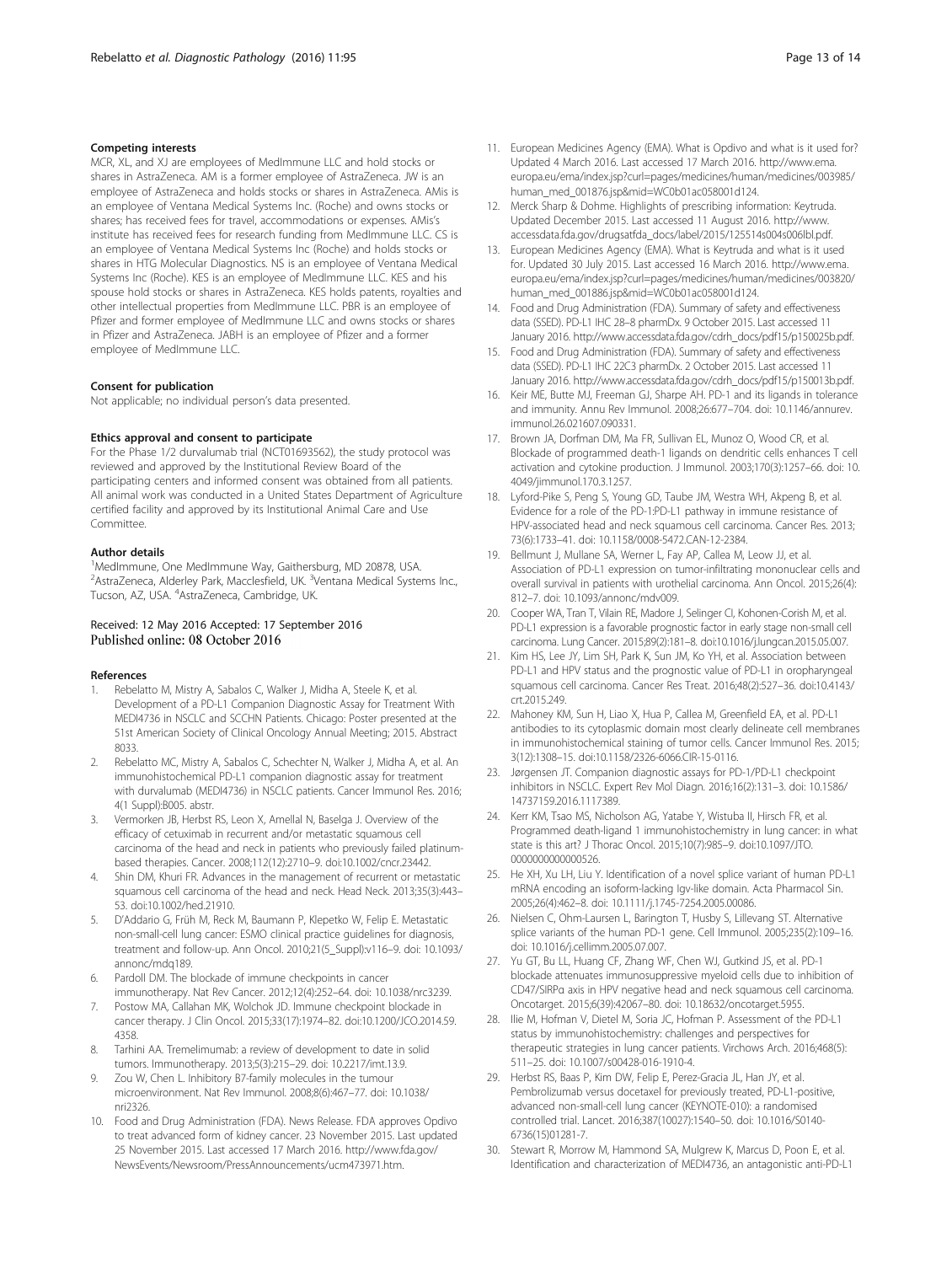#### Competing interests

MCR, XL, and XJ are employees of MedImmune LLC and hold stocks or shares in AstraZeneca. AM is a former employee of AstraZeneca. JW is an employee of AstraZeneca and holds stocks or shares in AstraZeneca. AMis is an employee of Ventana Medical Systems Inc. (Roche) and owns stocks or shares; has received fees for travel, accommodations or expenses. AMis's institute has received fees for research funding from MedImmune LLC. CS is an employee of Ventana Medical Systems Inc (Roche) and holds stocks or shares in HTG Molecular Diagnostics. NS is an employee of Ventana Medical Systems Inc (Roche). KES is an employee of MedImmune LLC. KES and his spouse hold stocks or shares in AstraZeneca. KES holds patents, royalties and other intellectual properties from MedImmune LLC. PBR is an employee of Pfizer and former employee of MedImmune LLC and owns stocks or shares in Pfizer and AstraZeneca. JABH is an employee of Pfizer and a former employee of MedImmune LLC.

#### Consent for publication

Not applicable; no individual person's data presented.

#### Ethics approval and consent to participate

For the Phase 1/2 durvalumab trial (NCT01693562), the study protocol was reviewed and approved by the Institutional Review Board of the participating centers and informed consent was obtained from all patients. All animal work was conducted in a United States Department of Agriculture certified facility and approved by its Institutional Animal Care and Use Committee.

#### Author details

[1]MedImmune, One MedImmune Way, Gaithersburg, MD 20878, USA. [2]AstraZeneca, Alderley Park, Macclesfield, UK. [3]Ventana Medical Systems Inc., Tucson, AZ, USA. [4]AstraZeneca, Cambridge, UK.

Received: 12 May 2016 Accepted: 17 September 2016
Published online: 08 October 2016

#### References

1. Rebelatto M, Mistry A, Sabalos C, Walker J, Midha A, Steele K, et al. Development of a PD-L1 Companion Diagnostic Assay for Treatment With MEDI4736 in NSCLC and SCCHN Patients. Chicago: Poster presented at the 51st American Society of Clinical Oncology Annual Meeting; 2015. Abstract 8033.
2. Rebelatto MC, Mistry A, Sabalos C, Schechter N, Walker J, Midha A, et al. An immunohistochemical PD-L1 companion diagnostic assay for treatment with durvalumab (MEDI4736) in NSCLC patients. Cancer Immunol Res. 2016; 4(1 Suppl):B005. abstr.
3. Vermorken JB, Herbst RS, Leon X, Amellal N, Baselga J. Overview of the efficacy of cetuximab in recurrent and/or metastatic squamous cell carcinoma of the head and neck in patients who previously failed platinum-based therapies. Cancer. 2008;112(12):2710–9. doi:10.1002/cncr.23442.
4. Shin DM, Khuri FR. Advances in the management of recurrent or metastatic squamous cell carcinoma of the head and neck. Head Neck. 2013;35(3):443–53. doi:10.1002/hed.21910.
5. D'Addario G, Früh M, Reck M, Baumann P, Klepetko W, Felip E. Metastatic non-small-cell lung cancer: ESMO clinical practice guidelines for diagnosis, treatment and follow-up. Ann Oncol. 2010;21(5_Suppl):v116–9. doi: 10.1093/annonc/mdq189.
6. Pardoll DM. The blockade of immune checkpoints in cancer immunotherapy. Nat Rev Cancer. 2012;12(4):252–64. doi: 10.1038/nrc3239.
7. Postow MA, Callahan MK, Wolchok JD. Immune checkpoint blockade in cancer therapy. J Clin Oncol. 2015;33(17):1974–82. doi:10.1200/JCO.2014.59.4358.
8. Tarhini AA. Tremelimumab: a review of development to date in solid tumors. Immunotherapy. 2013;5(3):215–29. doi: 10.2217/imt.13.9.
9. Zou W, Chen L. Inhibitory B7-family molecules in the tumour microenvironment. Nat Rev Immunol. 2008;8(6):467–77. doi: 10.1038/nri2326.
10. Food and Drug Administration (FDA). News Release. FDA approves Opdivo to treat advanced form of kidney cancer. 23 November 2015. Last updated 25 November 2015. Last accessed 17 March 2016. http://www.fda.gov/NewsEvents/Newsroom/PressAnnouncements/ucm473971.htm.
11. European Medicines Agency (EMA). What is Opdivo and what is it used for? Updated 4 March 2016. Last accessed 17 March 2016. http://www.ema.europa.eu/ema/index.jsp?curl=pages/medicines/human/medicines/003985/human_med_001876.jsp&mid=WC0b01ac058001d124.
12. Merck Sharp & Dohme. Highlights of prescribing information: Keytruda. Updated December 2015. Last accessed 11 August 2016. http://www.accessdata.fda.gov/drugsatfda_docs/label/2015/125514s004s006lbl.pdf.
13. European Medicines Agency (EMA). What is Keytruda and what is it used for. Updated 30 July 2015. Last accessed 16 March 2016. http://www.ema.europa.eu/ema/index.jsp?curl=pages/medicines/human/medicines/003820/human_med_001886.jsp&mid=WC0b01ac058001d124.
14. Food and Drug Administration (FDA). Summary of safety and effectiveness data (SSED). PD-L1 IHC 28–8 pharmDx. 9 October 2015. Last accessed 11 January 2016. http://www.accessdata.fda.gov/cdrh_docs/pdf15/p150025b.pdf.
15. Food and Drug Administration (FDA). Summary of safety and effectiveness data (SSED). PD-L1 IHC 22C3 pharmDx. 2 October 2015. Last accessed 11 January 2016. http://www.accessdata.fda.gov/cdrh_docs/pdf15/p150013b.pdf.
16. Keir ME, Butte MJ, Freeman GJ, Sharpe AH. PD-1 and its ligands in tolerance and immunity. Annu Rev Immunol. 2008;26:677–704. doi: 10.1146/annurev.immunol.26.021607.090331.
17. Brown JA, Dorfman DM, Ma FR, Sullivan EL, Munoz O, Wood CR, et al. Blockade of programmed death-1 ligands on dendritic cells enhances T cell activation and cytokine production. J Immunol. 2003;170(3):1257–66. doi: 10.4049/jimmunol.170.3.1257.
18. Lyford-Pike S, Peng S, Young GD, Taube JM, Westra WH, Akpeng B, et al. Evidence for a role of the PD-1:PD-L1 pathway in immune resistance of HPV-associated head and neck squamous cell carcinoma. Cancer Res. 2013; 73(6):1733–41. doi: 10.1158/0008-5472.CAN-12-2384.
19. Bellmunt J, Mullane SA, Werner L, Fay AP, Callea M, Leow JJ, et al. Association of PD-L1 expression on tumor-infiltrating mononuclear cells and overall survival in patients with urothelial carcinoma. Ann Oncol. 2015;26(4): 812–7. doi: 10.1093/annonc/mdv009.
20. Cooper WA, Tran T, Vilain RE, Madore J, Selinger CI, Kohonen-Corish M, et al. PD-L1 expression is a favorable prognostic factor in early stage non-small cell carcinoma. Lung Cancer. 2015;89(2):181–8. doi:10.1016/j.lungcan.2015.05.007.
21. Kim HS, Lee JY, Lim SH, Park K, Sun JM, Ko YH, et al. Association between PD-L1 and HPV status and the prognostic value of PD-L1 in oropharyngeal squamous cell carcinoma. Cancer Res Treat. 2016;48(2):527–36. doi:10.4143/crt.2015.249.
22. Mahoney KM, Sun H, Liao X, Hua P, Callea M, Greenfield EA, et al. PD-L1 antibodies to its cytoplasmic domain most clearly delineate cell membranes in immunohistochemical staining of tumor cells. Cancer Immunol Res. 2015; 3(12):1308–15. doi:10.1158/2326-6066.CIR-15-0116.
23. Jørgensen JT. Companion diagnostic assays for PD-1/PD-L1 checkpoint inhibitors in NSCLC. Expert Rev Mol Diagn. 2016;16(2):131–3. doi: 10.1586/14737159.2016.1117389.
24. Kerr KM, Tsao MS, Nicholson AG, Yatabe Y, Wistuba II, Hirsch FR, et al. Programmed death-ligand 1 immunohistochemistry in lung cancer: in what state is this art? J Thorac Oncol. 2015;10(7):985–9. doi:10.1097/JTO.0000000000000526.
25. He XH, Xu LH, Liu Y. Identification of a novel splice variant of human PD-L1 mRNA encoding an isoform-lacking Igv-like domain. Acta Pharmacol Sin. 2005;26(4):462–8. doi: 10.1111/j.1745-7254.2005.00086.
26. Nielsen C, Ohm-Laursen L, Barington T, Husby S, Lillevang ST. Alternative splice variants of the human PD-1 gene. Cell Immunol. 2005;235(2):109–16. doi: 10.1016/j.cellimm.2005.07.007.
27. Yu GT, Bu LL, Huang CF, Zhang WF, Chen WJ, Gutkind JS, et al. PD-1 blockade attenuates immunosuppressive myeloid cells due to inhibition of CD47/SIRPα axis in HPV negative head and neck squamous cell carcinoma. Oncotarget. 2015;6(39):42067–80. doi: 10.18632/oncotarget.5955.
28. Ilie M, Hofman V, Dietel M, Soria JC, Hofman P. Assessment of the PD-L1 status by immunohistochemistry: challenges and perspectives for therapeutic strategies in lung cancer patients. Virchows Arch. 2016;468(5): 511–25. doi: 10.1007/s00428-016-1910-4.
29. Herbst RS, Baas P, Kim DW, Felip E, Perez-Gracia JL, Han JY, et al. Pembrolizumab versus docetaxel for previously treated, PD-L1-positive, advanced non-small-cell lung cancer (KEYNOTE-010): a randomised controlled trial. Lancet. 2016;387(10027):1540–50. doi: 10.1016/S0140-6736(15)01281-7.
30. Stewart R, Morrow M, Hammond SA, Mulgrew K, Marcus D, Poon E, et al. Identification and characterization of MEDI4736, an antagonistic anti-PD-L1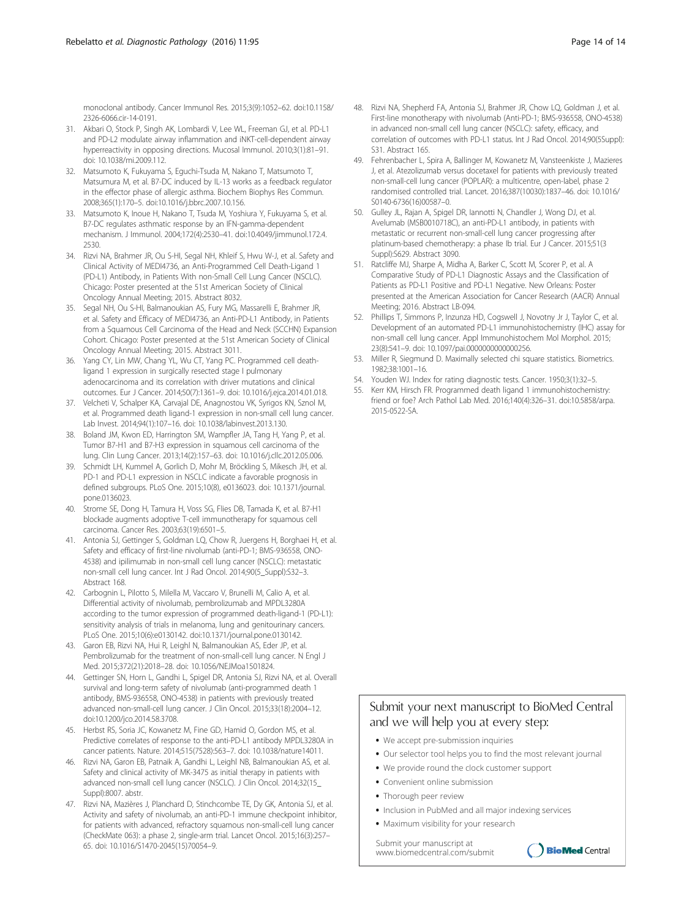monoclonal antibody. Cancer Immunol Res. 2015;3(9):1052–62. doi:10.1158/2326-6066.cir-14-0191.

31. Akbari O, Stock P, Singh AK, Lombardi V, Lee WL, Freeman GJ, et al. PD-L1 and PD-L2 modulate airway inflammation and iNKT-cell-dependent airway hyperreactivity in opposing directions. Mucosal Immunol. 2010;3(1):81–91. doi: 10.1038/mi.2009.112.
32. Matsumoto K, Fukuyama S, Eguchi-Tsuda M, Nakano T, Matsumoto T, Matsumura M, et al. B7-DC induced by IL-13 works as a feedback regulator in the effector phase of allergic asthma. Biochem Biophys Res Commun. 2008;365(1):170–5. doi:10.1016/j.bbrc.2007.10.156.
33. Matsumoto K, Inoue H, Nakano T, Tsuda M, Yoshiura Y, Fukuyama S, et al. B7-DC regulates asthmatic response by an IFN-gamma-dependent mechanism. J Immunol. 2004;172(4):2530–41. doi:10.4049/jimmunol.172.4.2530.
34. Rizvi NA, Brahmer JR, Ou S-HI, Segal NH, Khleif S, Hwu W-J, et al. Safety and Clinical Activity of MEDI4736, an Anti-Programmed Cell Death-Ligand 1 (PD-L1) Antibody, in Patients With non-Small Cell Lung Cancer (NSCLC). Chicago: Poster presented at the 51st American Society of Clinical Oncology Annual Meeting; 2015. Abstract 8032.
35. Segal NH, Ou S-HI, Balmanoukian AS, Fury MG, Massarelli E, Brahmer JR, et al. Safety and Efficacy of MEDI4736, an Anti-PD-L1 Antibody, in Patients from a Squamous Cell Carcinoma of the Head and Neck (SCCHN) Expansion Cohort. Chicago: Poster presented at the 51st American Society of Clinical Oncology Annual Meeting; 2015. Abstract 3011.
36. Yang CY, Lin MW, Chang YL, Wu CT, Yang PC. Programmed cell death-ligand 1 expression in surgically resected stage I pulmonary adenocarcinoma and its correlation with driver mutations and clinical outcomes. Eur J Cancer. 2014;50(7):1361–9. doi: 10.1016/j.ejca.2014.01.018.
37. Velcheti V, Schalper KA, Carvajal DE, Anagnostou VK, Syrigos KN, Sznol M, et al. Programmed death ligand-1 expression in non-small cell lung cancer. Lab Invest. 2014;94(1):107–16. doi: 10.1038/labinvest.2013.130.
38. Boland JM, Kwon ED, Harrington SM, Wampfler JA, Tang H, Yang P, et al. Tumor B7-H1 and B7-H3 expression in squamous cell carcinoma of the lung. Clin Lung Cancer. 2013;14(2):157–63. doi: 10.1016/j.cllc.2012.05.006.
39. Schmidt LH, Kummel A, Gorlich D, Mohr M, Bröckling S, Mikesch JH, et al. PD-1 and PD-L1 expression in NSCLC indicate a favorable prognosis in defined subgroups. PLoS One. 2015;10(8), e0136023. doi: 10.1371/journal.pone.0136023.
40. Strome SE, Dong H, Tamura H, Voss SG, Flies DB, Tamada K, et al. B7-H1 blockade augments adoptive T-cell immunotherapy for squamous cell carcinoma. Cancer Res. 2003;63(19):6501–5.
41. Antonia SJ, Gettinger S, Goldman LQ, Chow R, Juergens H, Borghaei H, et al. Safety and efficacy of first-line nivolumab (anti-PD-1; BMS-936558, ONO-4538) and ipilimumab in non-small cell lung cancer (NSCLC): metastatic non-small cell lung cancer. Int J Rad Oncol. 2014;90(5_Suppl):S32–3. Abstract 168.
42. Carbognin L, Pilotto S, Milella M, Vaccaro V, Brunelli M, Calio A, et al. Differential activity of nivolumab, pembrolizumab and MPDL3280A according to the tumor expression of programmed death-ligand-1 (PD-L1): sensitivity analysis of trials in melanoma, lung and genitourinary cancers. PLoS One. 2015;10(6):e0130142. doi:10.1371/journal.pone.0130142.
43. Garon EB, Rizvi NA, Hui R, Leighl N, Balmanoukian AS, Eder JP, et al. Pembrolizumab for the treatment of non-small-cell lung cancer. N Engl J Med. 2015;372(21):2018–28. doi: 10.1056/NEJMoa1501824.
44. Gettinger SN, Horn L, Gandhi L, Spigel DR, Antonia SJ, Rizvi NA, et al. Overall survival and long-term safety of nivolumab (anti-programmed death 1 antibody, BMS-936558, ONO-4538) in patients with previously treated advanced non-small-cell lung cancer. J Clin Oncol. 2015;33(18):2004–12. doi:10.1200/jco.2014.58.3708.
45. Herbst RS, Soria JC, Kowanetz M, Fine GD, Hamid O, Gordon MS, et al. Predictive correlates of response to the anti-PD-L1 antibody MPDL3280A in cancer patients. Nature. 2014;515(7528):563–7. doi: 10.1038/nature14011.
46. Rizvi NA, Garon EB, Patnaik A, Gandhi L, Leighl NB, Balmanoukian AS, et al. Safety and clinical activity of MK-3475 as initial therapy in patients with advanced non-small cell lung cancer (NSCLC). J Clin Oncol. 2014;32(15_Suppl):8007. abstr.
47. Rizvi NA, Mazières J, Planchard D, Stinchcombe TE, Dy GK, Antonia SJ, et al. Activity and safety of nivolumab, an anti-PD-1 immune checkpoint inhibitor, for patients with advanced, refractory squamous non-small-cell lung cancer (CheckMate 063): a phase 2, single-arm trial. Lancet Oncol. 2015;16(3):257–65. doi: 10.1016/S1470-2045(15)70054–9.
48. Rizvi NA, Shepherd FA, Antonia SJ, Brahmer JR, Chow LQ, Goldman J, et al. First-line monotherapy with nivolumab (Anti-PD-1; BMS-936558, ONO-4538) in advanced non-small cell lung cancer (NSCLC): safety, efficacy, and correlation of outcomes with PD-L1 status. Int J Rad Oncol. 2014;90(5Suppl):S31. Abstract 165.
49. Fehrenbacher L, Spira A, Ballinger M, Kowanetz M, Vansteenkiste J, Mazieres J, et al. Atezolizumab versus docetaxel for patients with previously treated non-small-cell lung cancer (POPLAR): a multicentre, open-label, phase 2 randomised controlled trial. Lancet. 2016;387(10030):1837–46. doi: 10.1016/S0140-6736(16)00587–0.
50. Gulley JL, Rajan A, Spigel DR, Iannotti N, Chandler J, Wong DJ, et al. Avelumab (MSB0010718C), an anti-PD-L1 antibody, in patients with metastatic or recurrent non-small-cell lung cancer progressing after platinum-based chemotherapy: a phase Ib trial. Eur J Cancer. 2015;51(3 Suppl):S629. Abstract 3090.
51. Ratcliffe MJ, Sharpe A, Midha A, Barker C, Scott M, Scorer P, et al. A Comparative Study of PD-L1 Diagnostic Assays and the Classification of Patients as PD-L1 Positive and PD-L1 Negative. New Orleans: Poster presented at the American Association for Cancer Research (AACR) Annual Meeting; 2016. Abstract LB-094.
52. Phillips T, Simmons P, Inzunza HD, Cogswell J, Novotny Jr J, Taylor C, et al. Development of an automated PD-L1 immunohistochemistry (IHC) assay for non-small cell lung cancer. Appl Immunohistochem Mol Morphol. 2015;23(8):541–9. doi: 10.1097/pai.0000000000000256.
53. Miller R, Siegmund D. Maximally selected chi square statistics. Biometrics. 1982;38:1001–16.
54. Youden WJ. Index for rating diagnostic tests. Cancer. 1950;3(1):32–5.
55. Kerr KM, Hirsch FR. Programmed death ligand 1 immunohistochemistry: friend or foe? Arch Pathol Lab Med. 2016;140(4):326–31. doi:10.5858/arpa.2015-0522-SA.

Submit your next manuscript to BioMed Central and we will help you at every step:

- We accept pre-submission inquiries
- Our selector tool helps you to find the most relevant journal
- We provide round the clock customer support
- Convenient online submission
- Thorough peer review
- Inclusion in PubMed and all major indexing services
- Maximum visibility for your research

Submit your manuscript at
www.biomedcentral.com/submit

BioMed Central